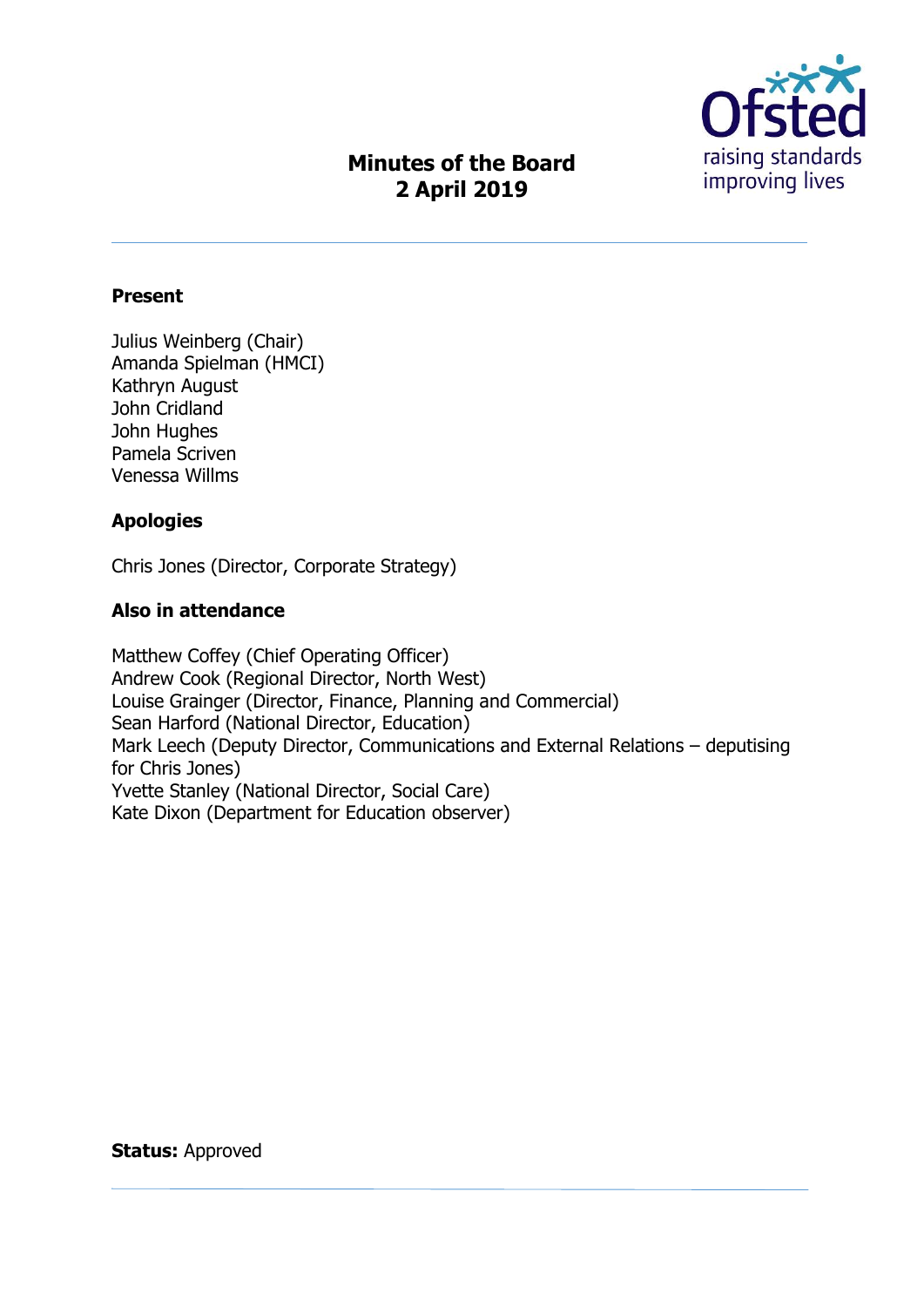# Minutes of the Board
## 2 April 2019

**Present**

Julius Weinberg (Chair)
Amanda Spielman (HMCI)
Kathryn August
John Cridland
John Hughes
Pamela Scriven
Venessa Willms

**Apologies**

Chris Jones (Director, Corporate Strategy)

**Also in attendance**

Matthew Coffey (Chief Operating Officer)
Andrew Cook (Regional Director, North West)
Louise Grainger (Director, Finance, Planning and Commercial)
Sean Harford (National Director, Education)
Mark Leech (Deputy Director, Communications and External Relations – deputising for Chris Jones)
Yvette Stanley (National Director, Social Care)
Kate Dixon (Department for Education observer)

**Status:** Approved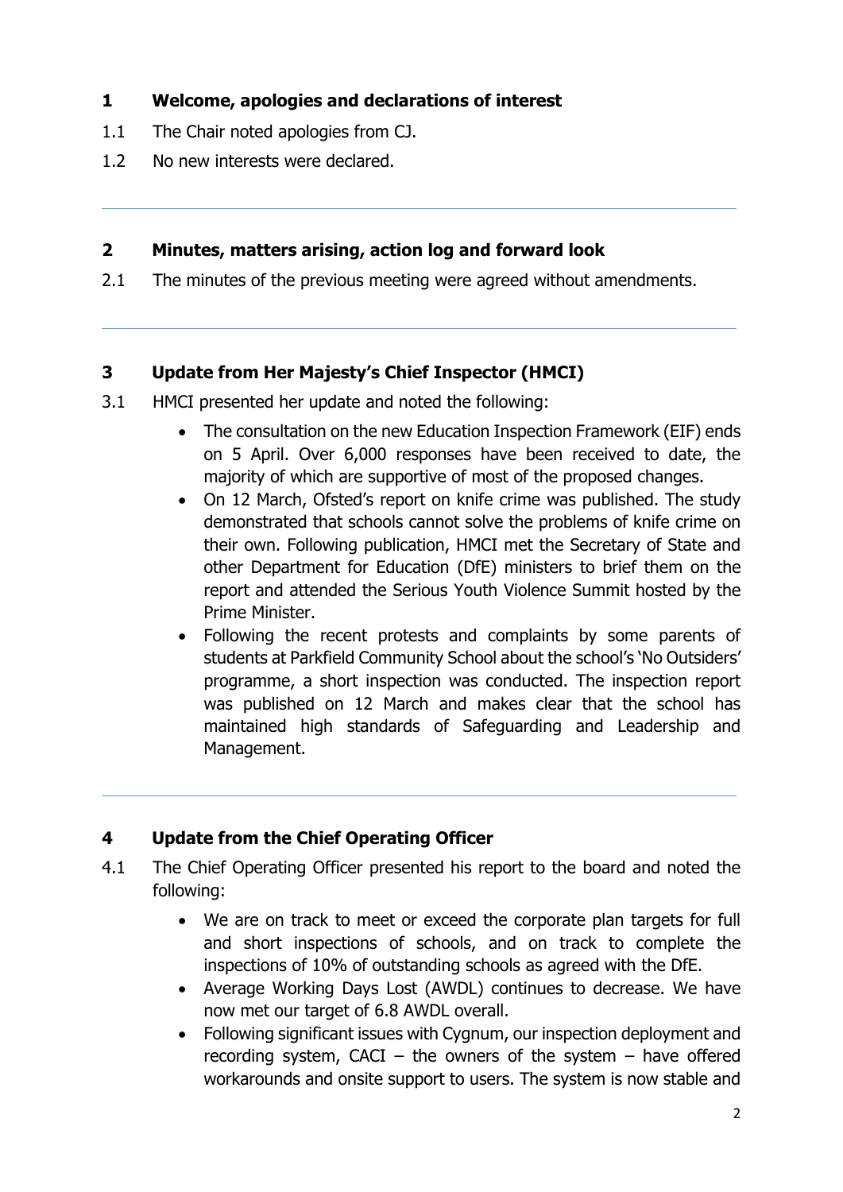## 1 Welcome, apologies and declarations of interest

1.1 The Chair noted apologies from CJ.

1.2 No new interests were declared.

---

## 2 Minutes, matters arising, action log and forward look

2.1 The minutes of the previous meeting were agreed without amendments.

---

## 3 Update from Her Majesty's Chief Inspector (HMCI)

3.1 HMCI presented her update and noted the following:

- The consultation on the new Education Inspection Framework (EIF) ends on 5 April. Over 6,000 responses have been received to date, the majority of which are supportive of most of the proposed changes.
- On 12 March, Ofsted's report on knife crime was published. The study demonstrated that schools cannot solve the problems of knife crime on their own. Following publication, HMCI met the Secretary of State and other Department for Education (DfE) ministers to brief them on the report and attended the Serious Youth Violence Summit hosted by the Prime Minister.
- Following the recent protests and complaints by some parents of students at Parkfield Community School about the school's 'No Outsiders' programme, a short inspection was conducted. The inspection report was published on 12 March and makes clear that the school has maintained high standards of Safeguarding and Leadership and Management.

---

## 4 Update from the Chief Operating Officer

4.1 The Chief Operating Officer presented his report to the board and noted the following:

- We are on track to meet or exceed the corporate plan targets for full and short inspections of schools, and on track to complete the inspections of 10% of outstanding schools as agreed with the DfE.
- Average Working Days Lost (AWDL) continues to decrease. We have now met our target of 6.8 AWDL overall.
- Following significant issues with Cygnum, our inspection deployment and recording system, CACI – the owners of the system – have offered workarounds and onsite support to users. The system is now stable and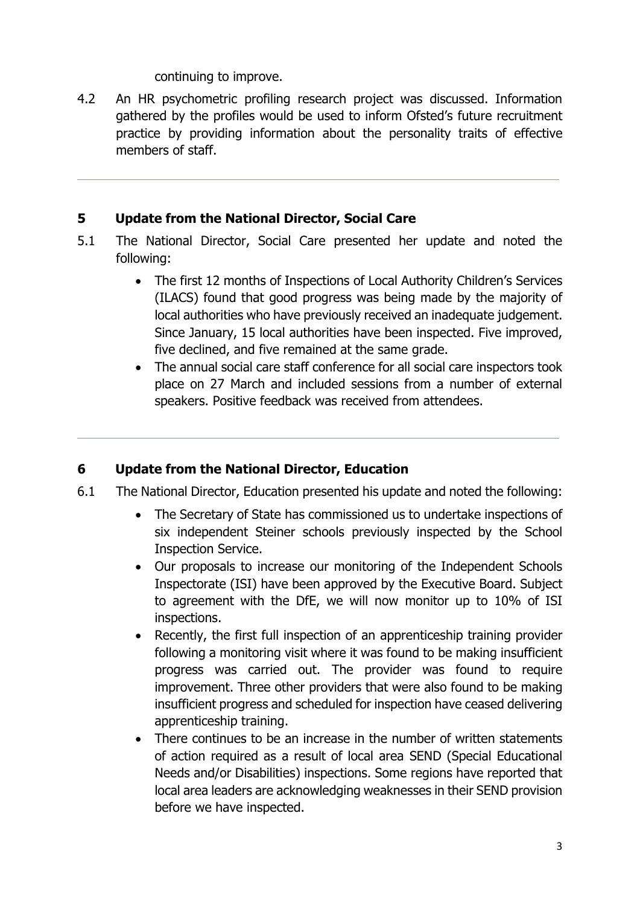continuing to improve.

4.2 An HR psychometric profiling research project was discussed. Information gathered by the profiles would be used to inform Ofsted's future recruitment practice by providing information about the personality traits of effective members of staff.

---

## 5 Update from the National Director, Social Care

5.1 The National Director, Social Care presented her update and noted the following:

- The first 12 months of Inspections of Local Authority Children's Services (ILACS) found that good progress was being made by the majority of local authorities who have previously received an inadequate judgement. Since January, 15 local authorities have been inspected. Five improved, five declined, and five remained at the same grade.
- The annual social care staff conference for all social care inspectors took place on 27 March and included sessions from a number of external speakers. Positive feedback was received from attendees.

---

## 6 Update from the National Director, Education

6.1 The National Director, Education presented his update and noted the following:

- The Secretary of State has commissioned us to undertake inspections of six independent Steiner schools previously inspected by the School Inspection Service.
- Our proposals to increase our monitoring of the Independent Schools Inspectorate (ISI) have been approved by the Executive Board. Subject to agreement with the DfE, we will now monitor up to 10% of ISI inspections.
- Recently, the first full inspection of an apprenticeship training provider following a monitoring visit where it was found to be making insufficient progress was carried out. The provider was found to require improvement. Three other providers that were also found to be making insufficient progress and scheduled for inspection have ceased delivering apprenticeship training.
- There continues to be an increase in the number of written statements of action required as a result of local area SEND (Special Educational Needs and/or Disabilities) inspections. Some regions have reported that local area leaders are acknowledging weaknesses in their SEND provision before we have inspected.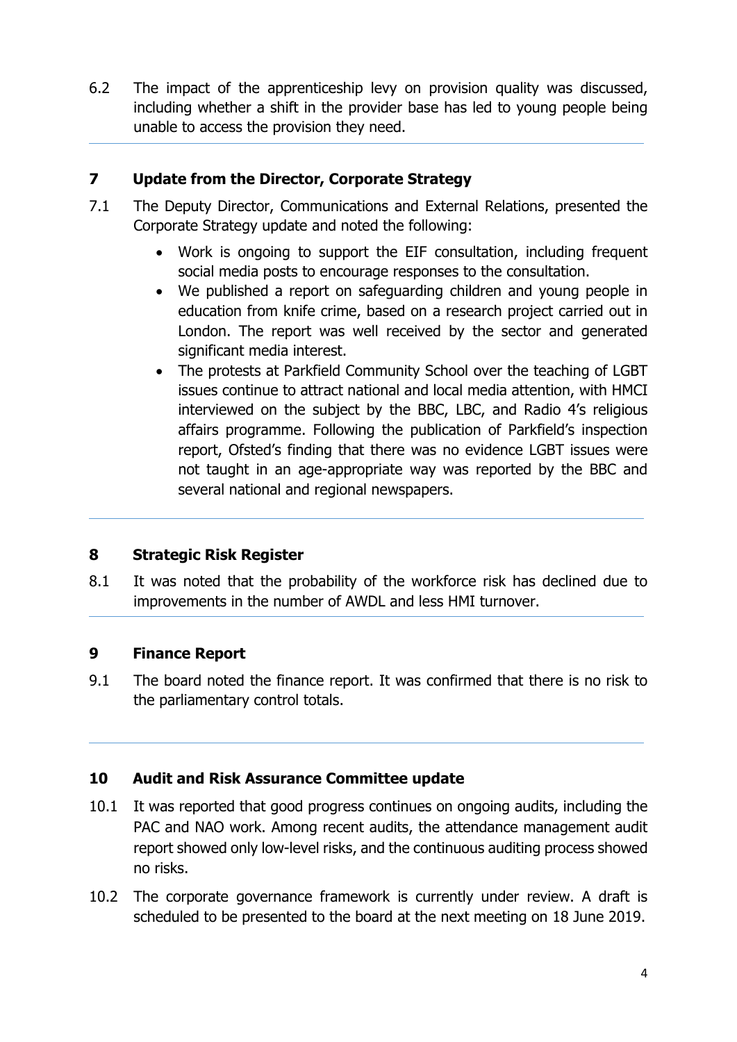6.2 The impact of the apprenticeship levy on provision quality was discussed, including whether a shift in the provider base has led to young people being unable to access the provision they need.

## 7 Update from the Director, Corporate Strategy

7.1 The Deputy Director, Communications and External Relations, presented the Corporate Strategy update and noted the following:

- Work is ongoing to support the EIF consultation, including frequent social media posts to encourage responses to the consultation.
- We published a report on safeguarding children and young people in education from knife crime, based on a research project carried out in London. The report was well received by the sector and generated significant media interest.
- The protests at Parkfield Community School over the teaching of LGBT issues continue to attract national and local media attention, with HMCI interviewed on the subject by the BBC, LBC, and Radio 4's religious affairs programme. Following the publication of Parkfield's inspection report, Ofsted's finding that there was no evidence LGBT issues were not taught in an age-appropriate way was reported by the BBC and several national and regional newspapers.

## 8 Strategic Risk Register

8.1 It was noted that the probability of the workforce risk has declined due to improvements in the number of AWDL and less HMI turnover.

## 9 Finance Report

9.1 The board noted the finance report. It was confirmed that there is no risk to the parliamentary control totals.

## 10 Audit and Risk Assurance Committee update

10.1 It was reported that good progress continues on ongoing audits, including the PAC and NAO work. Among recent audits, the attendance management audit report showed only low-level risks, and the continuous auditing process showed no risks.

10.2 The corporate governance framework is currently under review. A draft is scheduled to be presented to the board at the next meeting on 18 June 2019.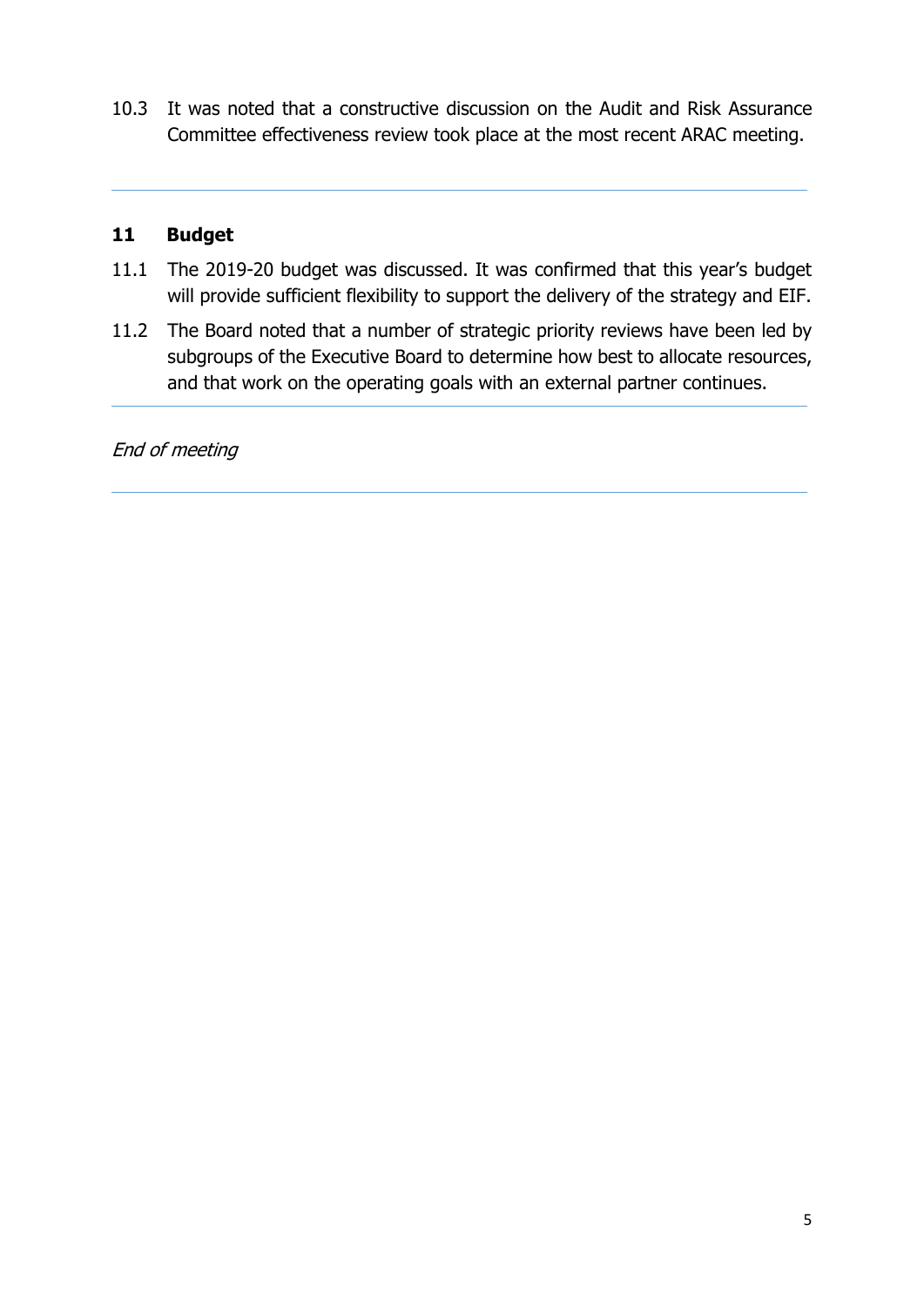10.3 It was noted that a constructive discussion on the Audit and Risk Assurance Committee effectiveness review took place at the most recent ARAC meeting.

---

## 11 Budget

11.1 The 2019-20 budget was discussed. It was confirmed that this year's budget will provide sufficient flexibility to support the delivery of the strategy and EIF.

11.2 The Board noted that a number of strategic priority reviews have been led by subgroups of the Executive Board to determine how best to allocate resources, and that work on the operating goals with an external partner continues.

---

*End of meeting*

---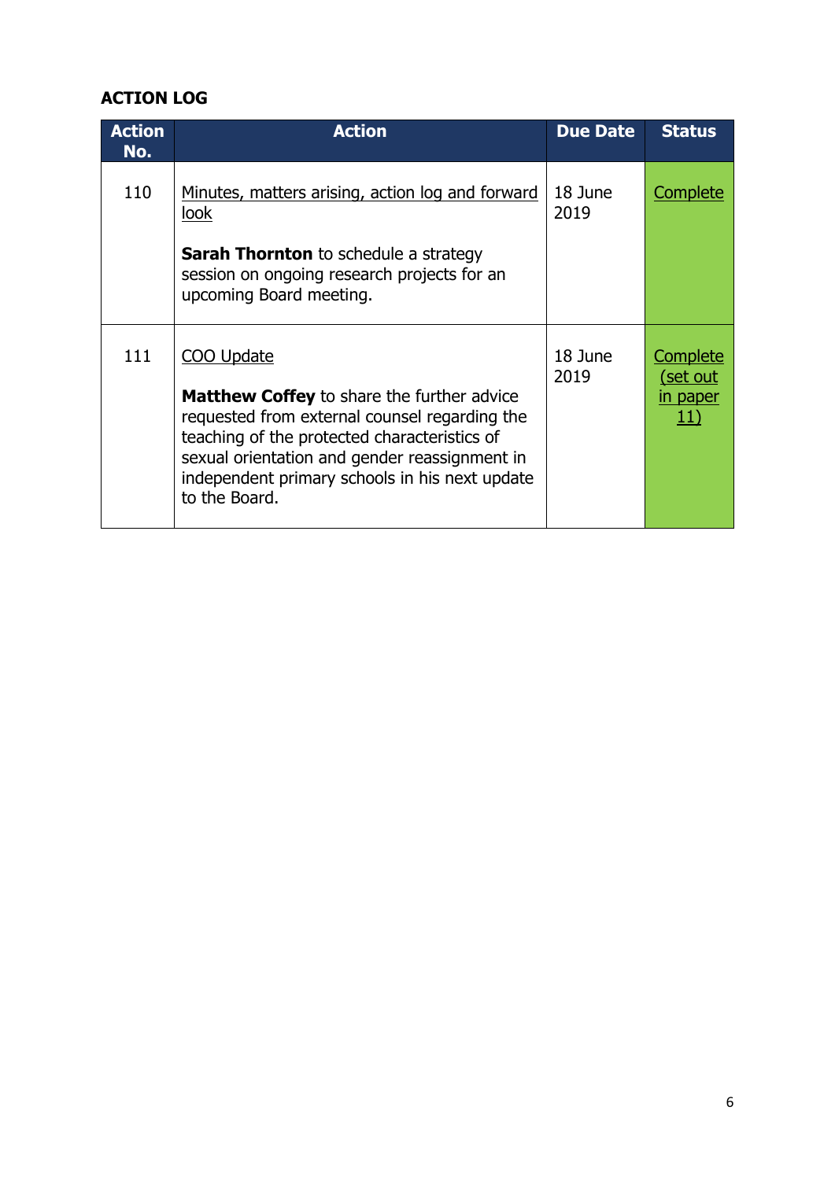**ACTION LOG**

| Action No. | Action | Due Date | Status |
|---|---|---|---|
| 110 | <u>Minutes, matters arising, action log and forward look</u><br><br>**Sarah Thornton** to schedule a strategy session on ongoing research projects for an upcoming Board meeting. | 18 June 2019 | <u>Complete</u> |
| 111 | <u>COO Update</u><br><br>**Matthew Coffey** to share the further advice requested from external counsel regarding the teaching of the protected characteristics of sexual orientation and gender reassignment in independent primary schools in his next update to the Board. | 18 June 2019 | <u>Complete (set out in paper 11)</u> |